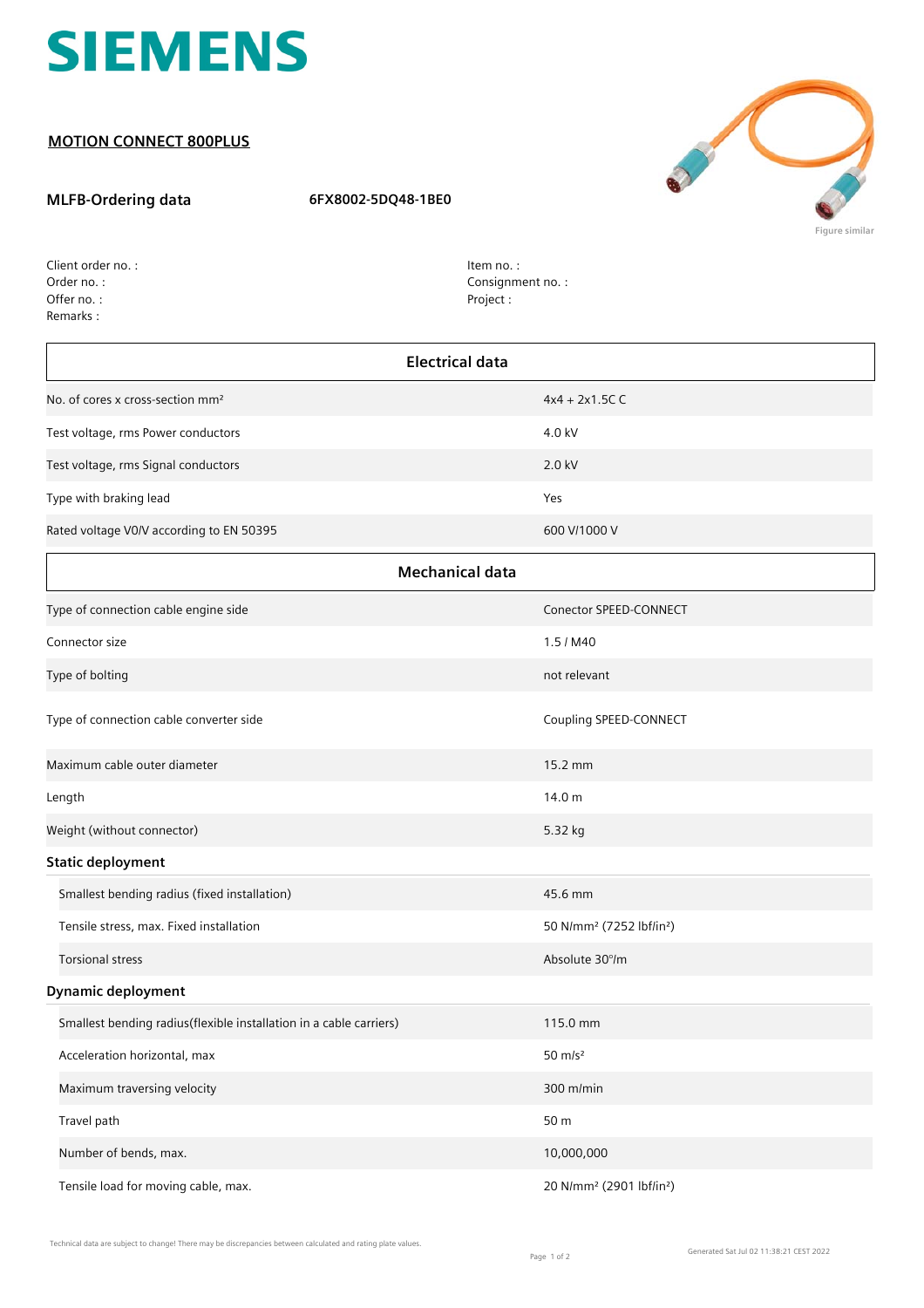SIEMENS

## MOTION CONNECT 800PLUS

**MLFB-Ordering data** **6FX8002-5DQ48-1BE0**

Figure similar

Client order no. :
Order no. :
Offer no. :
Remarks :

Item no. :
Consignment no. :
Project :

| Electrical data | |
|---|---|
| No. of cores x cross-section mm² | 4x4 + 2x1.5C C |
| Test voltage, rms Power conductors | 4.0 kV |
| Test voltage, rms Signal conductors | 2.0 kV |
| Type with braking lead | Yes |
| Rated voltage V0/V according to EN 50395 | 600 V/1000 V |

| Mechanical data | |
|---|---|
| Type of connection cable engine side | Conector SPEED-CONNECT |
| Connector size | 1.5 / M40 |
| Type of bolting | not relevant |
| Type of connection cable converter side | Coupling SPEED-CONNECT |
| Maximum cable outer diameter | 15.2 mm |
| Length | 14.0 m |
| Weight (without connector) | 5.32 kg |
| **Static deployment** | |
| Smallest bending radius (fixed installation) | 45.6 mm |
| Tensile stress, max. Fixed installation | 50 N/mm² (7252 lbf/in²) |
| Torsional stress | Absolute 30°/m |
| **Dynamic deployment** | |
| Smallest bending radius(flexible installation in a cable carriers) | 115.0 mm |
| Acceleration horizontal, max | 50 m/s² |
| Maximum traversing velocity | 300 m/min |
| Travel path | 50 m |
| Number of bends, max. | 10,000,000 |
| Tensile load for moving cable, max. | 20 N/mm² (2901 lbf/in²) |

Technical data are subject to change! There may be discrepancies between calculated and rating plate values.

Generated Sat Jul 02 11:38:21 CEST 2022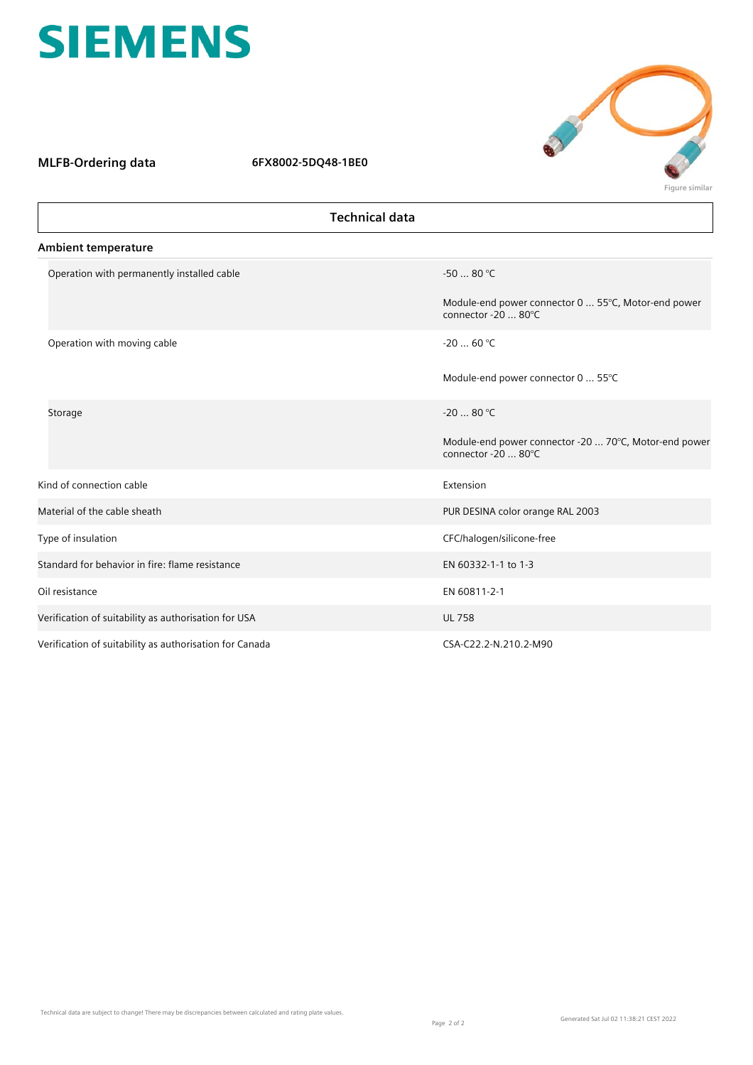**MLFB-Ordering data** **6FX8002-5DQ48-1BE0**

Figure similar

## Technical data

### Ambient temperature

| | |
|---|---|
| Operation with permanently installed cable | -50 ... 80 °C<br>Module-end power connector 0 ... 55°C, Motor-end power connector -20 ... 80°C |
| Operation with moving cable | -20 ... 60 °C<br>Module-end power connector 0 ... 55°C |
| Storage | -20 ... 80 °C<br>Module-end power connector -20 ... 70°C, Motor-end power connector -20 ... 80°C |
| Kind of connection cable | Extension |
| Material of the cable sheath | PUR DESINA color orange RAL 2003 |
| Type of insulation | CFC/halogen/silicone-free |
| Standard for behavior in fire: flame resistance | EN 60332-1-1 to 1-3 |
| Oil resistance | EN 60811-2-1 |
| Verification of suitability as authorisation for USA | UL 758 |
| Verification of suitability as authorisation for Canada | CSA-C22.2-N.210.2-M90 |

Technical data are subject to change! There may be discrepancies between calculated and rating plate values.

Generated Sat Jul 02 11:38:21 CEST 2022